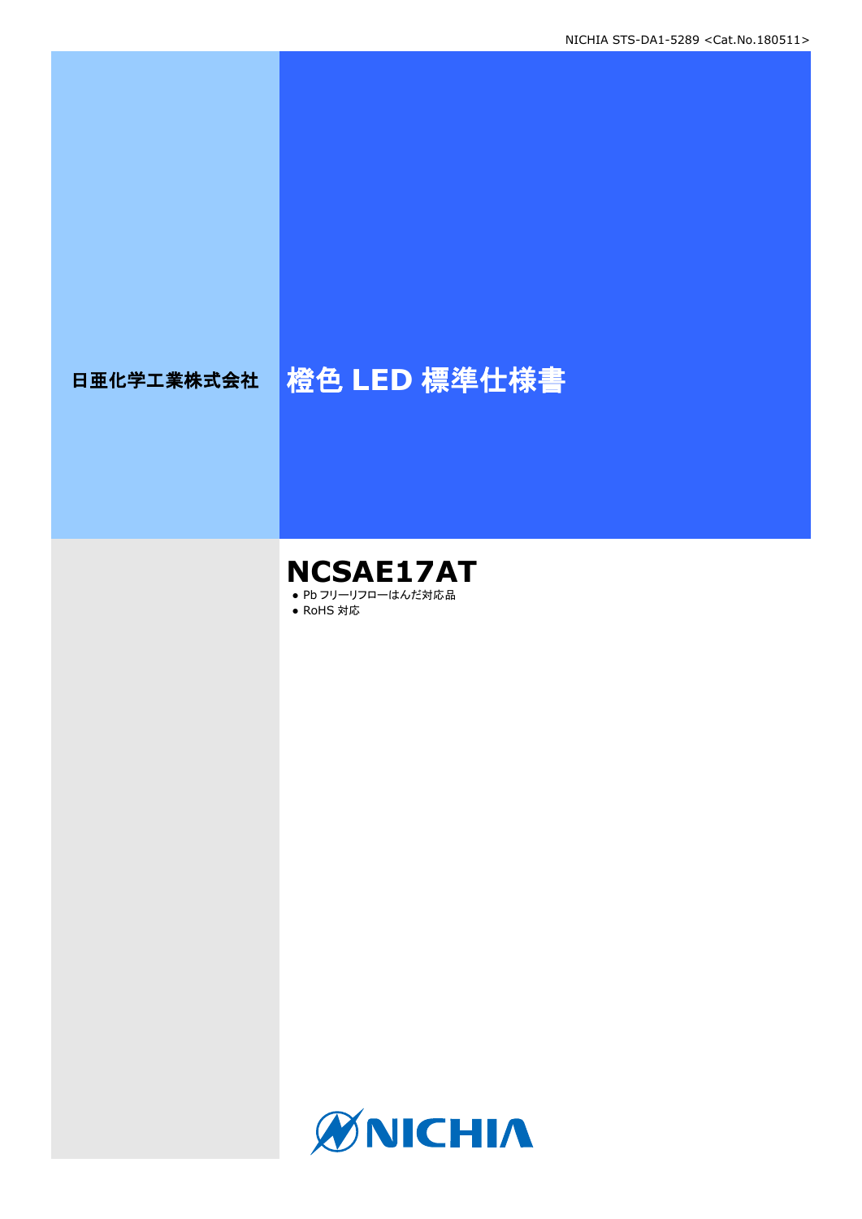日亜化学工業株式会社

# 橙色 LED 標準仕様書

## NCSAE17AT

- Pb フリーリフローはんだ対応品
- RoHS 対応

NICHIA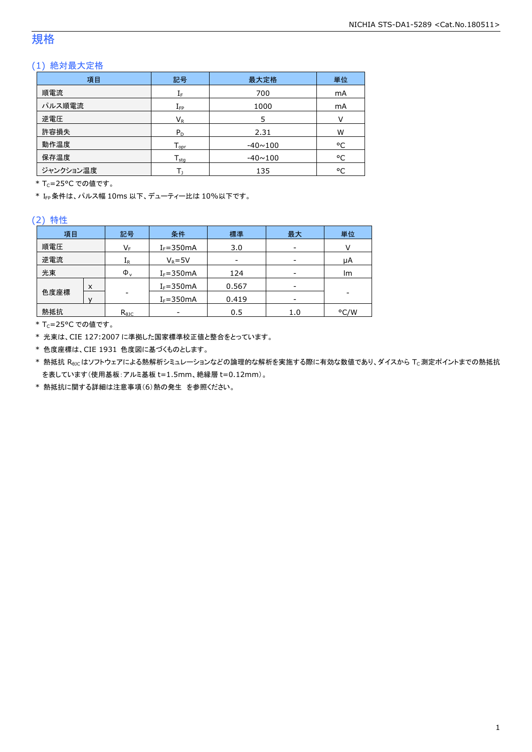# 規格

## (1) 絶対最大定格

| 項目 | 記号 | 最大定格 | 単位 |
|---|---|---|---|
| 順電流 | $I_F$ | 700 | mA |
| パルス順電流 | $I_{FP}$ | 1000 | mA |
| 逆電圧 | $V_R$ | 5 | V |
| 許容損失 | $P_D$ | 2.31 | W |
| 動作温度 | $T_{opr}$ | -40~100 | °C |
| 保存温度 | $T_{stg}$ | -40~100 | °C |
| ジャンクション温度 | $T_J$ | 135 | °C |

\* $T_C$=25°C での値です。

\* $I_{FP}$ 条件は、パルス幅 10ms 以下、デューティー比は 10%以下です。

## (2) 特性

| 項目 | | 記号 | 条件 | 標準 | 最大 | 単位 |
|---|---|---|---|---|---|---|
| 順電圧 | | $V_F$ | $I_F$=350mA | 3.0 | - | V |
| 逆電流 | | $I_R$ | $V_R$=5V | - | - | μA |
| 光束 | | $\Phi_v$ | $I_F$=350mA | 124 | - | lm |
| 色度座標 | x | - | $I_F$=350mA | 0.567 | - | - |
| | y | | $I_F$=350mA | 0.419 | - | |
| 熱抵抗 | | $R_{\theta JC}$ | - | 0.5 | 1.0 | °C/W |

\* $T_C$=25°C での値です。

\* 光束は、CIE 127:2007 に準拠した国家標準校正値と整合をとっています。

\* 色度座標は、CIE 1931 色度図に基づくものとします。

\* 熱抵抗 $R_{\theta JC}$ はソフトウェアによる熱解析シミュレーションなどの論理的な解析を実施する際に有効な数値であり、ダイスから $T_C$ 測定ポイントまでの熱抵抗を表しています(使用基板:アルミ基板 t=1.5mm、絶縁層 t=0.12mm)。

\* 熱抵抗に関する詳細は注意事項(6)熱の発生 を参照ください。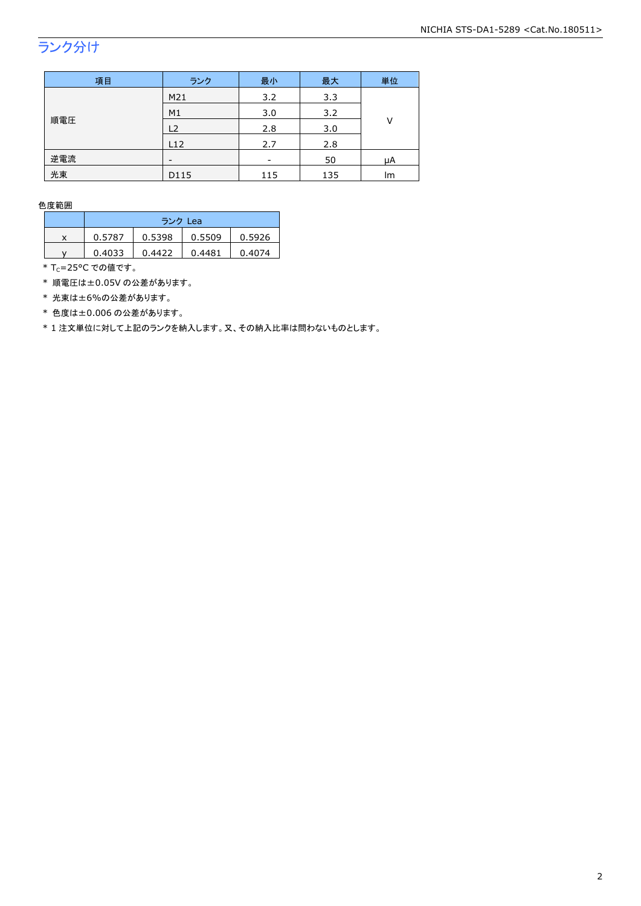## ランク分け

| 項目 | ランク | 最小 | 最大 | 単位 |
|---|---|---|---|---|
| 順電圧 | M21 | 3.2 | 3.3 | V |
| | M1 | 3.0 | 3.2 | |
| | L2 | 2.8 | 3.0 | |
| | L12 | 2.7 | 2.8 | |
| 逆電流 | - | - | 50 | μA |
| 光束 | D115 | 115 | 135 | lm |

色度範囲

| | ランク Lea | | | |
|---|---|---|---|---|
| x | 0.5787 | 0.5398 | 0.5509 | 0.5926 |
| y | 0.4033 | 0.4422 | 0.4481 | 0.4074 |

* $T_C$=25°C での値です。
* 順電圧は±0.05V の公差があります。
* 光束は±6%の公差があります。
* 色度は±0.006 の公差があります。
* 1 注文単位に対して上記のランクを納入します。又、その納入比率は問わないものとします。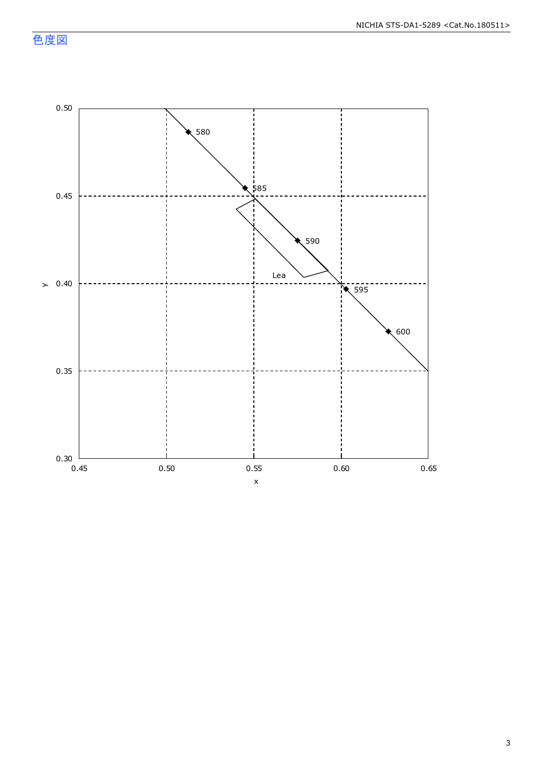## 色度図

x: 0.45, 0.50, 0.55, 0.60, 0.65

y: 0.30, 0.35, 0.40, 0.45, 0.50

580

585

590

595

600

Lea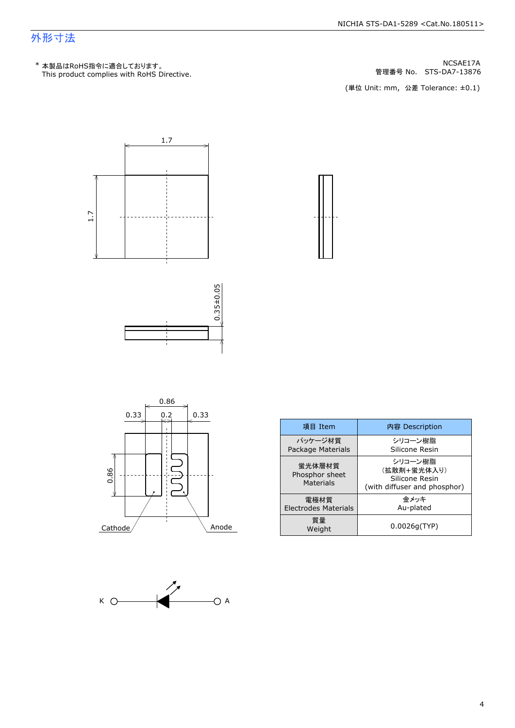## 外形寸法

\* 本製品はRoHS指令に適合しております。
This product complies with RoHS Directive.

NCSAE17A
管理番号 No.　STS-DA7-13876

(単位 Unit: mm,　公差 Tolerance: ±0.1)

1.7

1.7

0.35±0.05

0.86

0.33　0.2　0.33

0.86

Cathode　Anode

K　A

| 項目 Item | 内容 Description |
|---|---|
| パッケージ材質<br>Package Materials | シリコーン樹脂<br>Silicone Resin |
| 蛍光体層材質<br>Phosphor sheet<br>Materials | シリコーン樹脂<br>(拡散剤+蛍光体入り)<br>Silicone Resin<br>(with diffuser and phosphor) |
| 電極材質<br>Electrodes Materials | 金メッキ<br>Au-plated |
| 質量<br>Weight | 0.0026g(TYP) |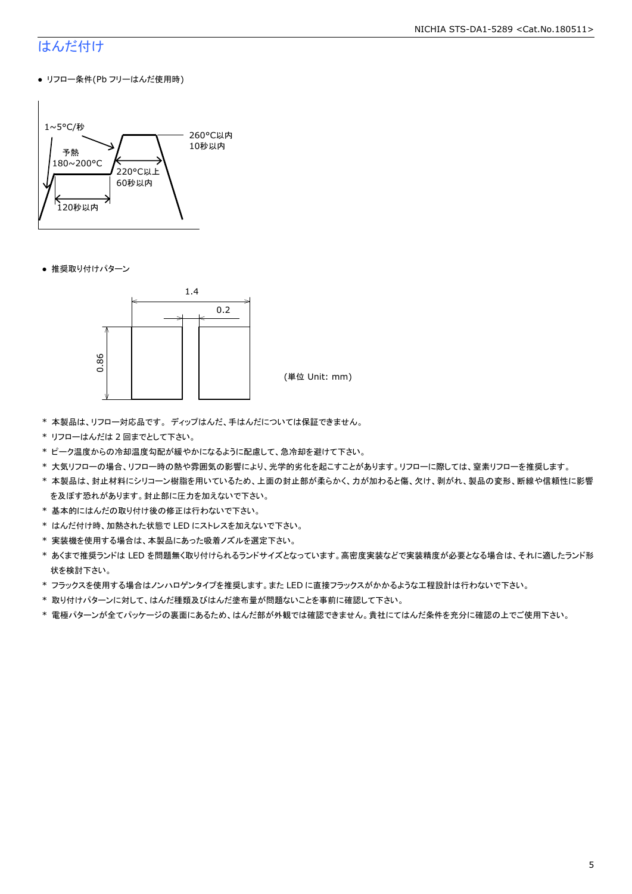# はんだ付け

- リフロー条件(Pb フリーはんだ使用時)

1~5°C/秒

予熱
180~200°C

120秒以内

220°C以上
60秒以内

260°C以内
10秒以内

- 推奨取り付けパターン

1.4

0.2

0.86

(単位 Unit: mm)

\* 本製品は、リフロー対応品です。 ディップはんだ、手はんだについては保証できません。

\* リフローはんだは 2 回までとして下さい。

\* ピーク温度からの冷却温度勾配が緩やかになるように配慮して、急冷却を避けて下さい。

\* 大気リフローの場合、リフロー時の熱や雰囲気の影響により、光学的劣化を起こすことがあります。リフローに際しては、窒素リフローを推奨します。

\* 本製品は、封止材料にシリコーン樹脂を用いているため、上面の封止部が柔らかく、力が加わると傷、欠け、剥がれ、製品の変形、断線や信頼性に影響を及ぼす恐れがあります。封止部に圧力を加えないで下さい。

\* 基本的にはんだの取り付け後の修正は行わないで下さい。

\* はんだ付け時、加熱された状態で LED にストレスを加えないで下さい。

\* 実装機を使用する場合は、本製品にあった吸着ノズルを選定下さい。

\* あくまで推奨ランドは LED を問題無く取り付けられるランドサイズとなっています。高密度実装などで実装精度が必要となる場合は、それに適したランド形状を検討下さい。

\* フラックスを使用する場合はノンハロゲンタイプを推奨します。また LED に直接フラックスがかかるような工程設計は行わないで下さい。

\* 取り付けパターンに対して、はんだ種類及びはんだ塗布量が問題ないことを事前に確認して下さい。

\* 電極パターンが全てパッケージの裏面にあるため、はんだ部が外観では確認できません。貴社にてはんだ条件を充分に確認の上でご使用下さい。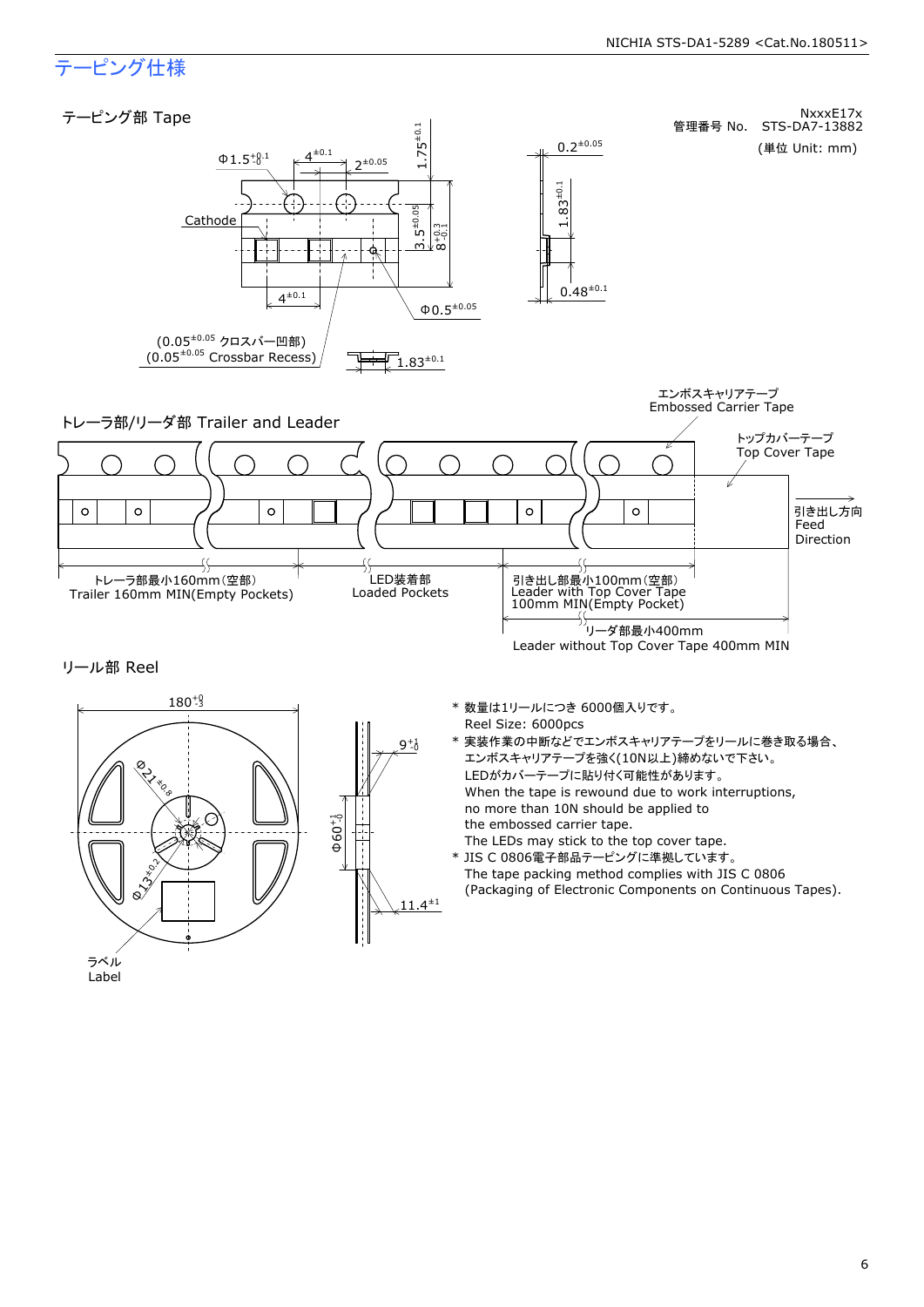# テーピング仕様

## テーピング部 Tape

NxxxE17x
管理番号 No. STS-DA7-13882
(単位 Unit: mm)

Φ1.5 $^{+0.1}_{-0}$　4 $^{\pm0.1}$　2 $^{\pm0.05}$　1.75 $^{\pm0.1}$　0.2 $^{\pm0.05}$

Cathode　3.5 $^{\pm0.05}$　8 $^{+0.3}_{-0.1}$　1.83 $^{\pm0.1}$

4 $^{\pm0.1}$　Φ0.5 $^{\pm0.05}$　0.48 $^{\pm0.1}$

(0.05 $^{\pm0.05}$ クロスバー凹部)
(0.05 $^{\pm0.05}$ Crossbar Recess)　1.83 $^{\pm0.1}$

## トレーラ部/リーダ部 Trailer and Leader

エンボスキャリアテープ
Embossed Carrier Tape

トップカバーテープ
Top Cover Tape

引き出し方向
Feed
Direction

トレーラ部最小160mm(空部)
Trailer 160mm MIN(Empty Pockets)

LED装着部
Loaded Pockets

引き出し部最小100mm(空部)
Leader with Top Cover Tape
100mm MIN(Empty Pocket)

リーダ部最小400mm
Leader without Top Cover Tape 400mm MIN

## リール部 Reel

180 $^{+0}_{-3}$　Φ21 $^{\pm0.8}$　Φ13 $^{\pm0.2}$　Φ60 $^{+1}_{-0}$　9 $^{+1}_{-0}$　11.4 $^{\pm1}$

ラベル
Label

\* 数量は1リールにつき 6000個入りです。
Reel Size: 6000pcs

\* 実装作業の中断などでエンボスキャリアテープをリールに巻き取る場合、エンボスキャリアテープを強く(10N以上)締めないで下さい。LEDがカバーテープに貼り付く可能性があります。
When the tape is rewound due to work interruptions, no more than 10N should be applied to the embossed carrier tape.
The LEDs may stick to the top cover tape.

\* JIS C 0806電子部品テーピングに準拠しています。
The tape packing method complies with JIS C 0806 (Packaging of Electronic Components on Continuous Tapes).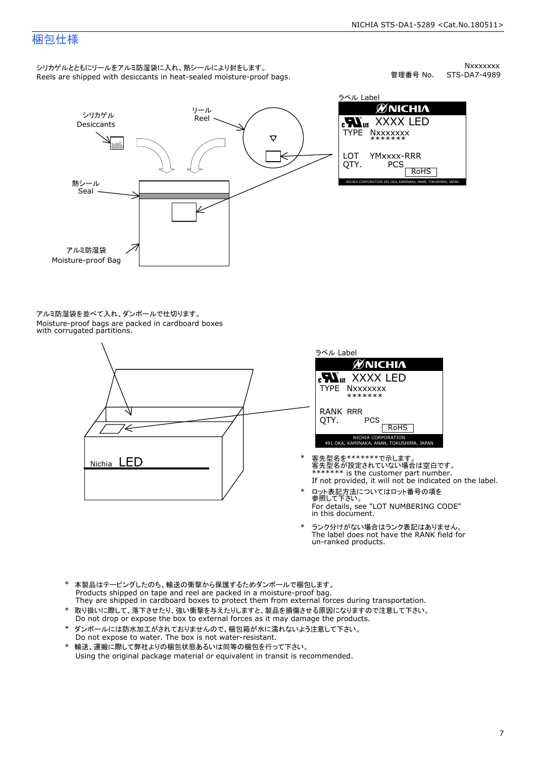# 梱包仕様

シリカゲルとともにリールをアルミ防湿袋に入れ、熱シールにより封をします。
Reels are shipped with desiccants in heat-sealed moisture-proof bags.

Nxxxxxxx
管理番号 No.　STS-DA7-4989

シリカゲル
Desiccants

リール
Reel

熱シール
Seal

アルミ防湿袋
Moisture-proof Bag

ラベル Label

NICHIA
XXXX LED
TYPE Nxxxxxxx
*******
LOT YMxxxx-RRR
QTY. PCS
RoHS
NICHIA CORPORATION 491 OKA, KAMINAKA, ANAN, TOKUSHIMA, JAPAN

アルミ防湿袋を並べて入れ、ダンボールで仕切ります。
Moisture-proof bags are packed in cardboard boxes with corrugated partitions.

Nichia LED

ラベル Label

NICHIA
XXXX LED
TYPE Nxxxxxxx
*******
RANK RRR
QTY. PCS
RoHS
NICHIA CORPORATION
491 OKA, KAMINAKA, ANAN, TOKUSHIMA, JAPAN

* 客先型名を*******で示します。
  客先型名が設定されていない場合は空白です。
  ******* is the customer part number.
  If not provided, it will not be indicated on the label.
* ロット表記方法についてはロット番号の項を参照して下さい。
  For details, see "LOT NUMBERING CODE" in this document.
* ランク分けがない場合はランク表記はありません。
  The label does not have the RANK field for un-ranked products.

* 本製品はテーピングしたのち、輸送の衝撃から保護するためダンボールで梱包します。
  Products shipped on tape and reel are packed in a moisture-proof bag.
  They are shipped in cardboard boxes to protect them from external forces during transportation.
* 取り扱いに際して、落下させたり、強い衝撃を与えたりしますと、製品を損傷させる原因になりますので注意して下さい。
  Do not drop or expose the box to external forces as it may damage the products.
* ダンボールには防水加工がされておりませんので、梱包箱が水に濡れないよう注意して下さい。
  Do not expose to water. The box is not water-resistant.
* 輸送、運搬に際して弊社よりの梱包状態あるいは同等の梱包を行って下さい。
  Using the original package material or equivalent in transit is recommended.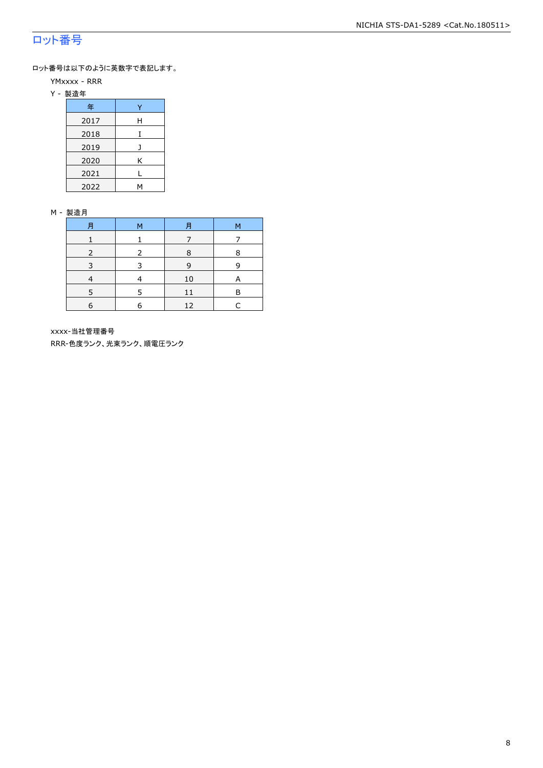## ロット番号

ロット番号は以下のように英数字で表記します。

YMxxxx - RRR

Y - 製造年

| 年 | Y |
|---|---|
| 2017 | H |
| 2018 | I |
| 2019 | J |
| 2020 | K |
| 2021 | L |
| 2022 | M |

M - 製造月

| 月 | M | 月 | M |
|---|---|---|---|
| 1 | 1 | 7 | 7 |
| 2 | 2 | 8 | 8 |
| 3 | 3 | 9 | 9 |
| 4 | 4 | 10 | A |
| 5 | 5 | 11 | B |
| 6 | 6 | 12 | C |

xxxx-当社管理番号

RRR-色度ランク、光束ランク、順電圧ランク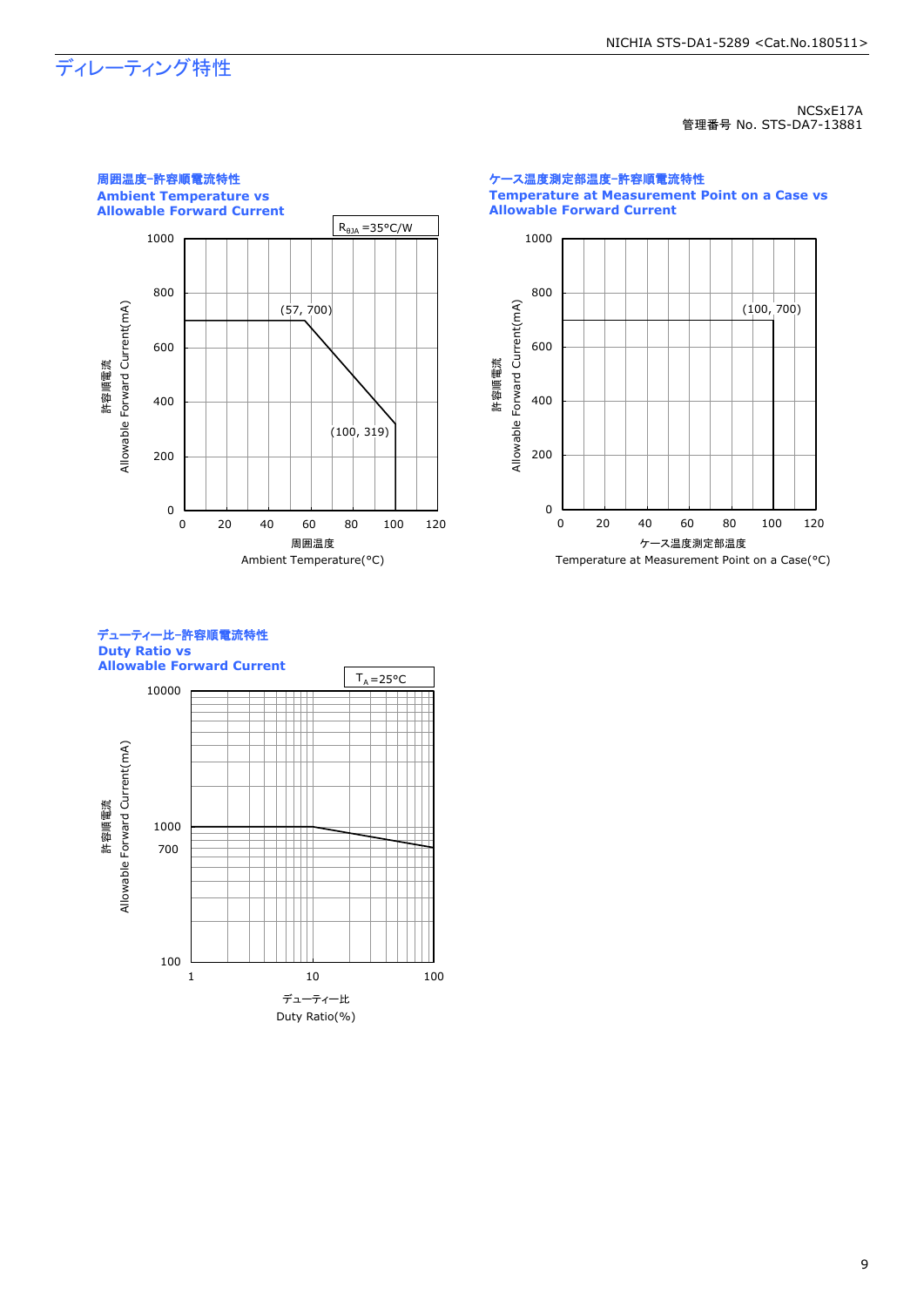# ディレーティング特性

NCSxE17A
管理番号 No. STS-DA7-13881

**周囲温度-許容順電流特性**
**Ambient Temperature vs Allowable Forward Current**

$R_{\theta JA}$ =35°C/W

(57, 700)
(100, 319)

許容順電流
Allowable Forward Current(mA)

周囲温度
Ambient Temperature(°C)

**ケース温度測定部温度-許容順電流特性**
**Temperature at Measurement Point on a Case vs Allowable Forward Current**

(100, 700)

許容順電流
Allowable Forward Current(mA)

ケース温度測定部温度
Temperature at Measurement Point on a Case(°C)

**デューティー比-許容順電流特性**
**Duty Ratio vs Allowable Forward Current**

$T_A$ =25°C

許容順電流
Allowable Forward Current(mA)

デューティー比
Duty Ratio(%)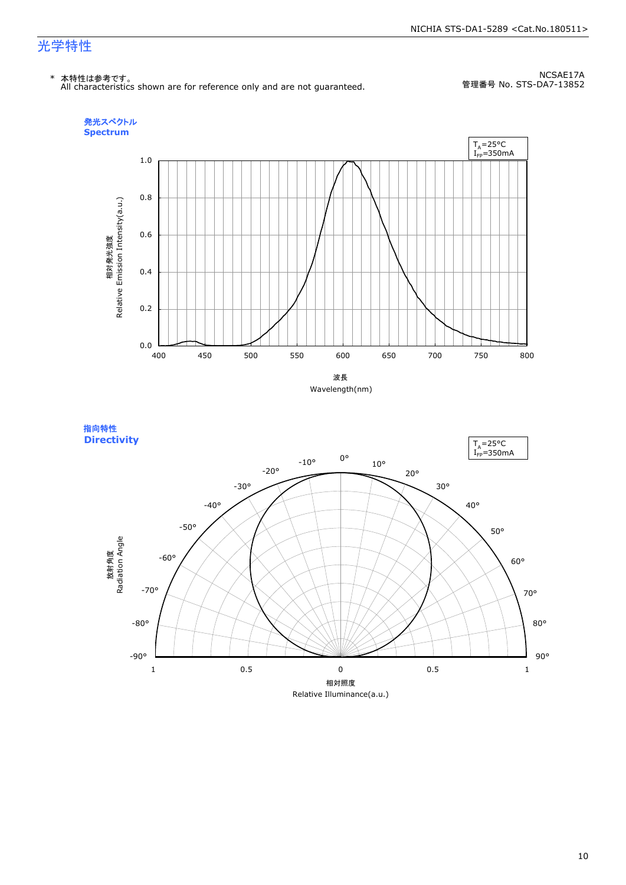# 光学特性

\* 本特性は参考です。
All characteristics shown are for reference only and are not guaranteed.

NCSAE17A
管理番号 No. STS-DA7-13852

## 発光スペクトル
## Spectrum

$T_A$=25°C
$I_{FP}$=350mA

相対発光強度
Relative Emission Intensity(a.u.)

波長
Wavelength(nm)

## 指向特性
## Directivity

$T_A$=25°C
$I_{FP}$=350mA

放射角度
Radiation Angle

相対照度
Relative Illuminance(a.u.)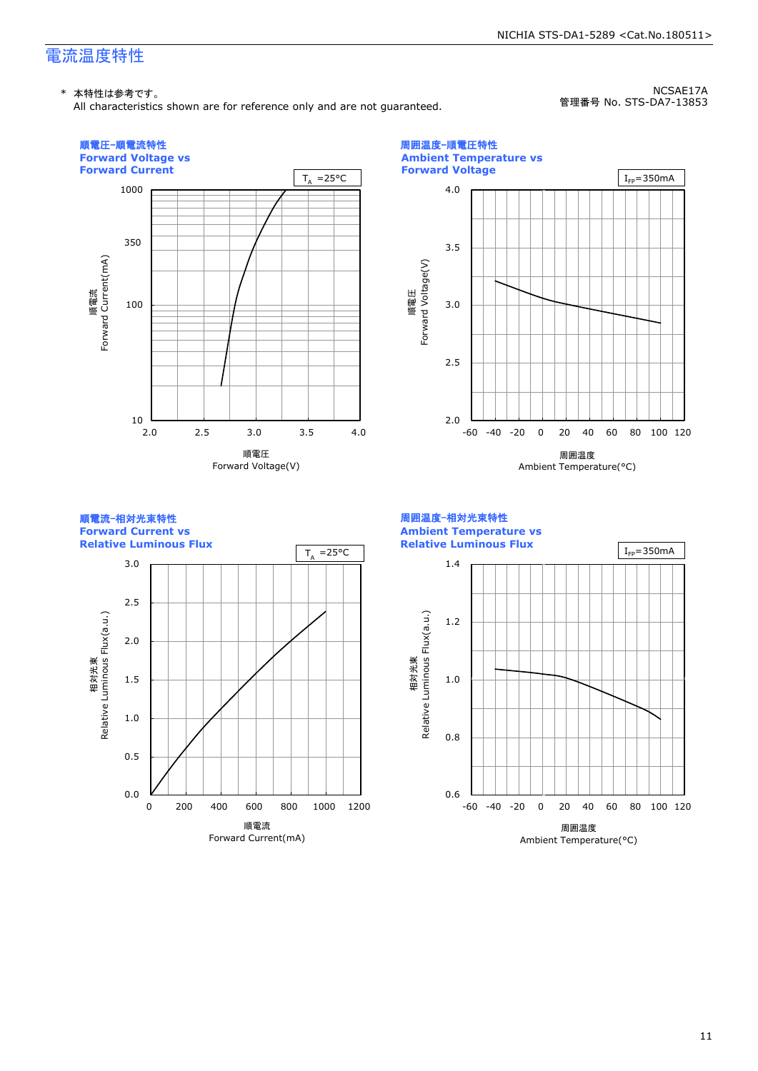## 電流温度特性

\* 本特性は参考です。
All characteristics shown are for reference only and are not guaranteed.

NCSAE17A
管理番号 No. STS-DA7-13853

### 順電圧-順電流特性
**Forward Voltage vs Forward Current**

$T_A$ =25°C

順電流 Forward Current(mA)

順電圧 Forward Voltage(V)

### 周囲温度-順電圧特性
**Ambient Temperature vs Forward Voltage**

$I_{FP}$=350mA

順電圧 Forward Voltage(V)

周囲温度 Ambient Temperature(°C)

### 順電流-相対光束特性
**Forward Current vs Relative Luminous Flux**

$T_A$ =25°C

相対光束 Relative Luminous Flux(a.u.)

順電流 Forward Current(mA)

### 周囲温度-相対光束特性
**Ambient Temperature vs Relative Luminous Flux**

$I_{FP}$=350mA

相対光束 Relative Luminous Flux(a.u.)

周囲温度 Ambient Temperature(°C)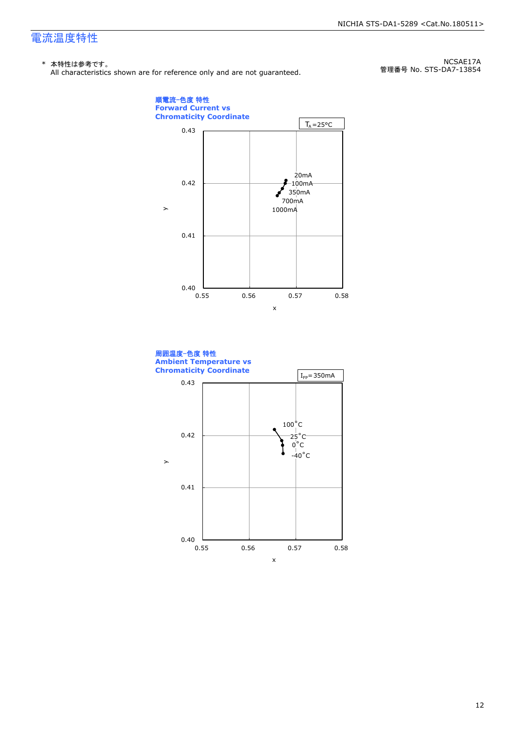NCSAE17A
管理番号 No. STS-DA7-13854

# 電流温度特性

\* 本特性は参考です。
All characteristics shown are for reference only and are not guaranteed.

**順電流-色度 特性**
**Forward Current vs**
**Chromaticity Coordinate**

$T_A$=25°C

y: 0.40 – 0.43; x: 0.55 – 0.58

20mA
100mA
350mA
700mA
1000mA

**周囲温度-色度 特性**
**Ambient Temperature vs**
**Chromaticity Coordinate**

$I_{FP}$=350mA

y: 0.40 – 0.43; x: 0.55 – 0.58

100°C
25°C
0°C
-40°C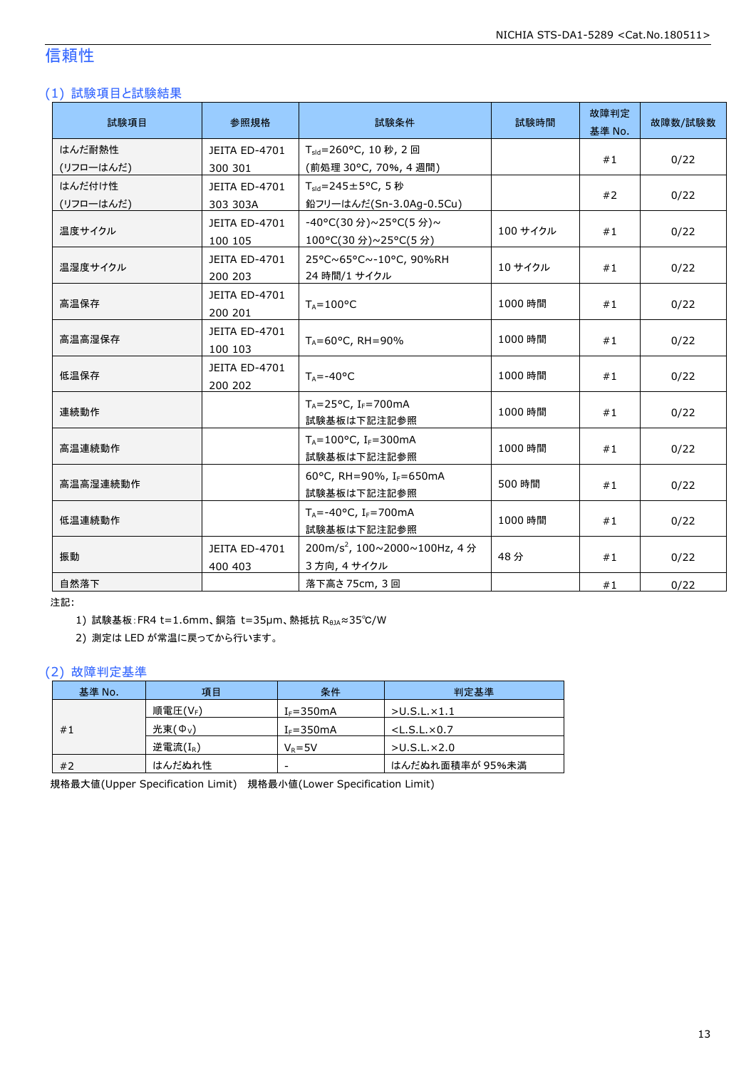## 信頼性

### (1) 試験項目と試験結果

| 試験項目 | 参照規格 | 試験条件 | 試験時間 | 故障判定基準 No. | 故障数/試験数 |
|---|---|---|---|---|---|
| はんだ耐熱性 (リフローはんだ) | JEITA ED-4701 300 301 | $T_{sld}$=260°C, 10 秒, 2 回 (前処理 30°C, 70%, 4 週間) | | #1 | 0/22 |
| はんだ付け性 (リフローはんだ) | JEITA ED-4701 303 303A | $T_{sld}$=245±5°C, 5 秒 鉛フリーはんだ(Sn-3.0Ag-0.5Cu) | | #2 | 0/22 |
| 温度サイクル | JEITA ED-4701 100 105 | -40°C(30 分)~25°C(5 分)~100°C(30 分)~25°C(5 分) | 100 サイクル | #1 | 0/22 |
| 温湿度サイクル | JEITA ED-4701 200 203 | 25°C~65°C~-10°C, 90%RH 24 時間/1 サイクル | 10 サイクル | #1 | 0/22 |
| 高温保存 | JEITA ED-4701 200 201 | $T_A$=100°C | 1000 時間 | #1 | 0/22 |
| 高温高湿保存 | JEITA ED-4701 100 103 | $T_A$=60°C, RH=90% | 1000 時間 | #1 | 0/22 |
| 低温保存 | JEITA ED-4701 200 202 | $T_A$=-40°C | 1000 時間 | #1 | 0/22 |
| 連続動作 | | $T_A$=25°C, $I_F$=700mA 試験基板は下記注記参照 | 1000 時間 | #1 | 0/22 |
| 高温連続動作 | | $T_A$=100°C, $I_F$=300mA 試験基板は下記注記参照 | 1000 時間 | #1 | 0/22 |
| 高温高湿連続動作 | | 60°C, RH=90%, $I_F$=650mA 試験基板は下記注記参照 | 500 時間 | #1 | 0/22 |
| 低温連続動作 | | $T_A$=-40°C, $I_F$=700mA 試験基板は下記注記参照 | 1000 時間 | #1 | 0/22 |
| 振動 | JEITA ED-4701 400 403 | 200m/s$^2$, 100~2000~100Hz, 4 分 3 方向, 4 サイクル | 48 分 | #1 | 0/22 |
| 自然落下 | | 落下高さ 75cm, 3 回 | | #1 | 0/22 |

注記:

1) 試験基板:FR4 t=1.6mm、銅箔 t=35µm、熱抵抗 $R_{\theta JA}$≈35℃/W

2) 測定は LED が常温に戻ってから行います。

### (2) 故障判定基準

| 基準 No. | 項目 | 条件 | 判定基準 |
|---|---|---|---|
| #1 | 順電圧($V_F$) | $I_F$=350mA | >U.S.L.×1.1 |
| | 光束($\Phi_V$) | $I_F$=350mA | <L.S.L.×0.7 |
| | 逆電流($I_R$) | $V_R$=5V | >U.S.L.×2.0 |
| #2 | はんだぬれ性 | - | はんだぬれ面積率が 95%未満 |

規格最大値(Upper Specification Limit)　規格最小値(Lower Specification Limit)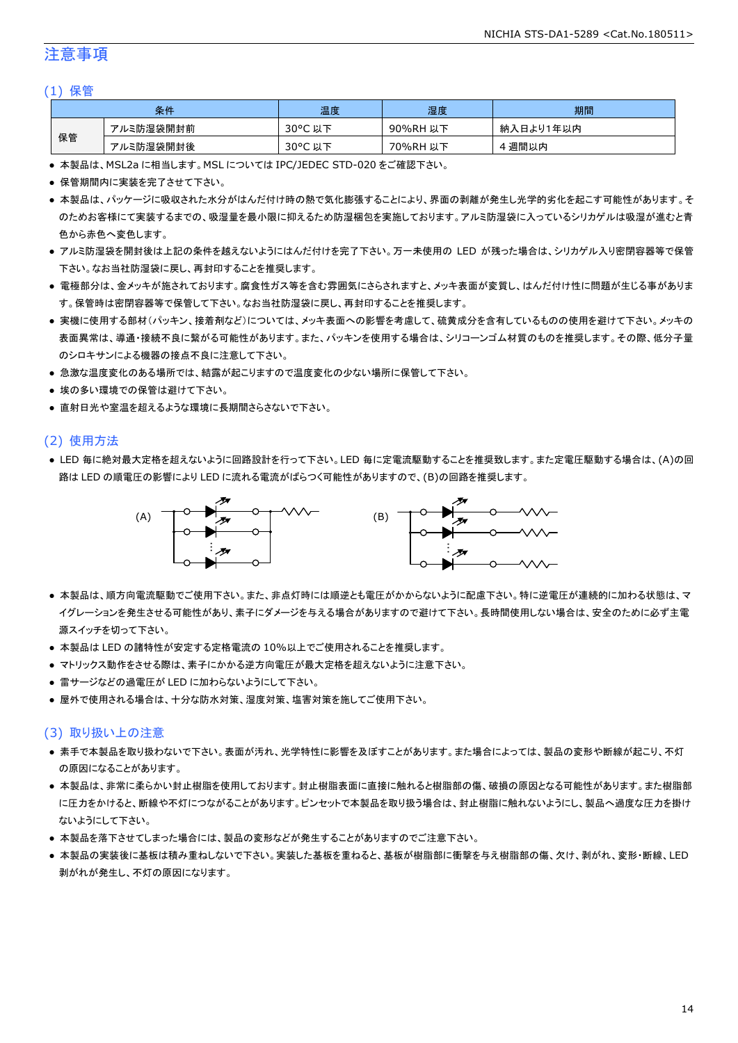# 注意事項

## (1) 保管

| 条件 | | 温度 | 湿度 | 期間 |
|---|---|---|---|---|
| 保管 | アルミ防湿袋開封前 | 30°C 以下 | 90%RH 以下 | 納入日より1年以内 |
| | アルミ防湿袋開封後 | 30°C 以下 | 70%RH 以下 | 4 週間以内 |

- 本製品は、MSL2a に相当します。MSL については IPC/JEDEC STD-020 をご確認下さい。
- 保管期間内に実装を完了させて下さい。
- 本製品は、パッケージに吸収された水分がはんだ付け時の熱で気化膨張することにより、界面の剥離が発生し光学的劣化を起こす可能性があります。そのためお客様にて実装するまでの、吸湿量を最小限に抑えるため防湿梱包を実施しております。アルミ防湿袋に入っているシリカゲルは吸湿が進むと青色から赤色へ変色します。
- アルミ防湿袋を開封後は上記の条件を越えないようにはんだ付けを完了下さい。万一未使用の LED が残った場合は、シリカゲル入り密閉容器等で保管下さい。なお当社防湿袋に戻し、再封印することを推奨します。
- 電極部分は、金メッキが施されております。腐食性ガス等を含む雰囲気にさらされますと、メッキ表面が変質し、はんだ付け性に問題が生じる事があります。保管時は密閉容器等で保管して下さい。なお当社防湿袋に戻し、再封印することを推奨します。
- 実機に使用する部材(パッキン、接着剤など)については、メッキ表面への影響を考慮して、硫黄成分を含有しているものの使用を避けて下さい。メッキの表面異常は、導通・接続不良に繋がる可能性があります。また、パッキンを使用する場合は、シリコーンゴム材質のものを推奨します。その際、低分子量のシロキサンによる機器の接点不良に注意して下さい。
- 急激な温度変化のある場所では、結露が起こりますので温度変化の少ない場所に保管して下さい。
- 埃の多い環境での保管は避けて下さい。
- 直射日光や室温を超えるような環境に長期間さらさないで下さい。

## (2) 使用方法

- LED 毎に絶対最大定格を超えないように回路設計を行って下さい。LED 毎に定電流駆動することを推奨致します。また定電圧駆動する場合は、(A)の回路は LED の順電圧の影響により LED に流れる電流がばらつく可能性がありますので、(B)の回路を推奨します。

(A) (B)

- 本製品は、順方向電流駆動でご使用下さい。また、非点灯時には順逆とも電圧がかからないように配慮下さい。特に逆電圧が連続的に加わる状態は、マイグレーションを発生させる可能性があり、素子にダメージを与える場合がありますので避けて下さい。長時間使用しない場合は、安全のために必ず主電源スイッチを切って下さい。
- 本製品は LED の諸特性が安定する定格電流の 10%以上でご使用されることを推奨します。
- マトリックス動作をさせる際は、素子にかかる逆方向電圧が最大定格を越えないように注意下さい。
- 雷サージなどの過電圧が LED に加わらないようにして下さい。
- 屋外で使用される場合は、十分な防水対策、湿度対策、塩害対策を施してご使用下さい。

## (3) 取り扱い上の注意

- 素手で本製品を取り扱わないで下さい。表面が汚れ、光学特性に影響を及ぼすことがあります。また場合によっては、製品の変形や断線が起こり、不灯の原因になることがあります。
- 本製品は、非常に柔らかい封止樹脂を使用しております。封止樹脂表面に直接に触れると樹脂部の傷、破損の原因となる可能性があります。また樹脂部に圧力をかけると、断線や不灯につながることがあります。ピンセットで本製品を取り扱う場合は、封止樹脂に触れないようにし、製品へ過度な圧力を掛けないようにして下さい。
- 本製品を落下させてしまった場合には、製品の変形などが発生することがありますのでご注意下さい。
- 本製品の実装後に基板は積み重ねしないで下さい。実装した基板を重ねると、基板が樹脂部に衝撃を与え樹脂部の傷、欠け、剥がれ、変形・断線、LED 剥がれが発生し、不灯の原因になります。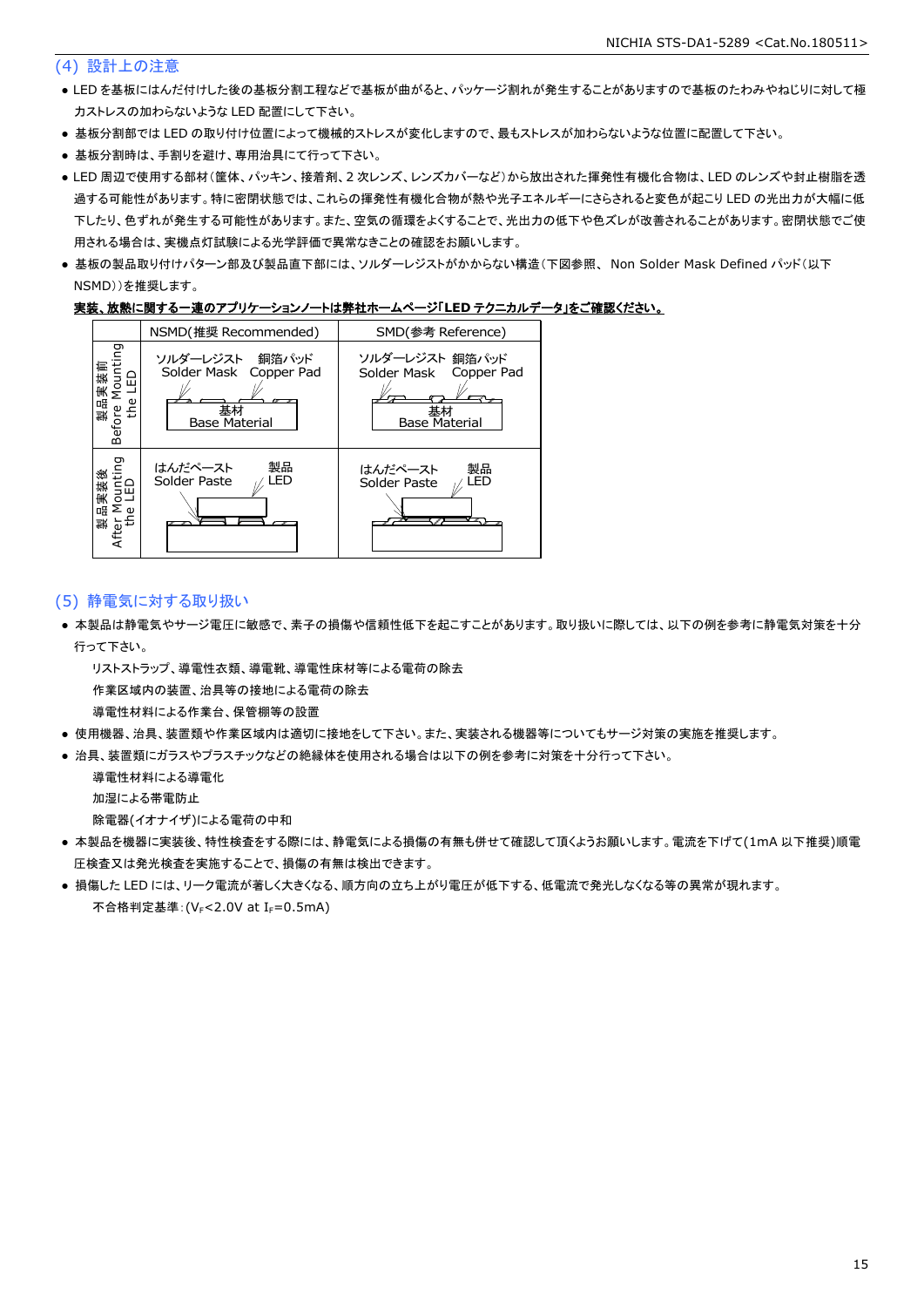### (4) 設計上の注意

- LED を基板にはんだ付けした後の基板分割工程などで基板が曲がると、パッケージ割れが発生することがありますので基板のたわみやねじりに対して極力ストレスの加わらないような LED 配置にして下さい。
- 基板分割部では LED の取り付け位置によって機械的ストレスが変化しますので、最もストレスが加わらないような位置に配置して下さい。
- 基板分割時は、手割りを避け、専用治具にて行って下さい。
- LED 周辺で使用する部材(筐体、パッキン、接着剤、2 次レンズ、レンズカバーなど)から放出された揮発性有機化合物は、LED のレンズや封止樹脂を透過する可能性があります。特に密閉状態では、これらの揮発性有機化合物が熱や光子エネルギーにさらされると変色が起こり LED の光出力が大幅に低下したり、色ずれが発生する可能性があります。また、空気の循環をよくすることで、光出力の低下や色ズレが改善されることがあります。密閉状態でご使用される場合は、実機点灯試験による光学評価で異常なきことの確認をお願いします。
- 基板の製品取り付けパターン部及び製品直下部には、ソルダーレジストがかからない構造(下図参照、 Non Solder Mask Defined パッド(以下NSMD))を推奨します。

**実装、放熱に関する一連のアプリケーションノートは弊社ホームページ「LED テクニカルデータ」をご確認ください。**

| | NSMD(推奨 Recommended) | SMD(参考 Reference) |
|---|---|---|
| 製品実装前 Before Mounting the LED | ソルダーレジスト Solder Mask / 銅箔パッド Copper Pad / 基材 Base Material | ソルダーレジスト Solder Mask / 銅箔パッド Copper Pad / 基材 Base Material |
| 製品実装後 After Mounting the LED | はんだペースト Solder Paste / 製品 LED | はんだペースト Solder Paste / 製品 LED |

### (5) 静電気に対する取り扱い

- 本製品は静電気やサージ電圧に敏感で、素子の損傷や信頼性低下を起こすことがあります。取り扱いに際しては、以下の例を参考に静電気対策を十分行って下さい。

  リストストラップ、導電性衣類、導電靴、導電性床材等による電荷の除去

  作業区域内の装置、治具等の接地による電荷の除去

  導電性材料による作業台、保管棚等の設置

- 使用機器、治具、装置類や作業区域内は適切に接地をして下さい。また、実装される機器等についてもサージ対策の実施を推奨します。
- 治具、装置類にガラスやプラスチックなどの絶縁体を使用される場合は以下の例を参考に対策を十分行って下さい。

  導電性材料による導電化

  加湿による帯電防止

  除電器(イオナイザ)による電荷の中和

- 本製品を機器に実装後、特性検査をする際には、静電気による損傷の有無も併せて確認して頂くようお願いします。電流を下げて(1mA 以下推奨)順電圧検査又は発光検査を実施することで、損傷の有無は検出できます。
- 損傷した LED には、リーク電流が著しく大きくなる、順方向の立ち上がり電圧が低下する、低電流で発光しなくなる等の異常が現れます。

  不合格判定基準:($V_F$<2.0V at $I_F$=0.5mA)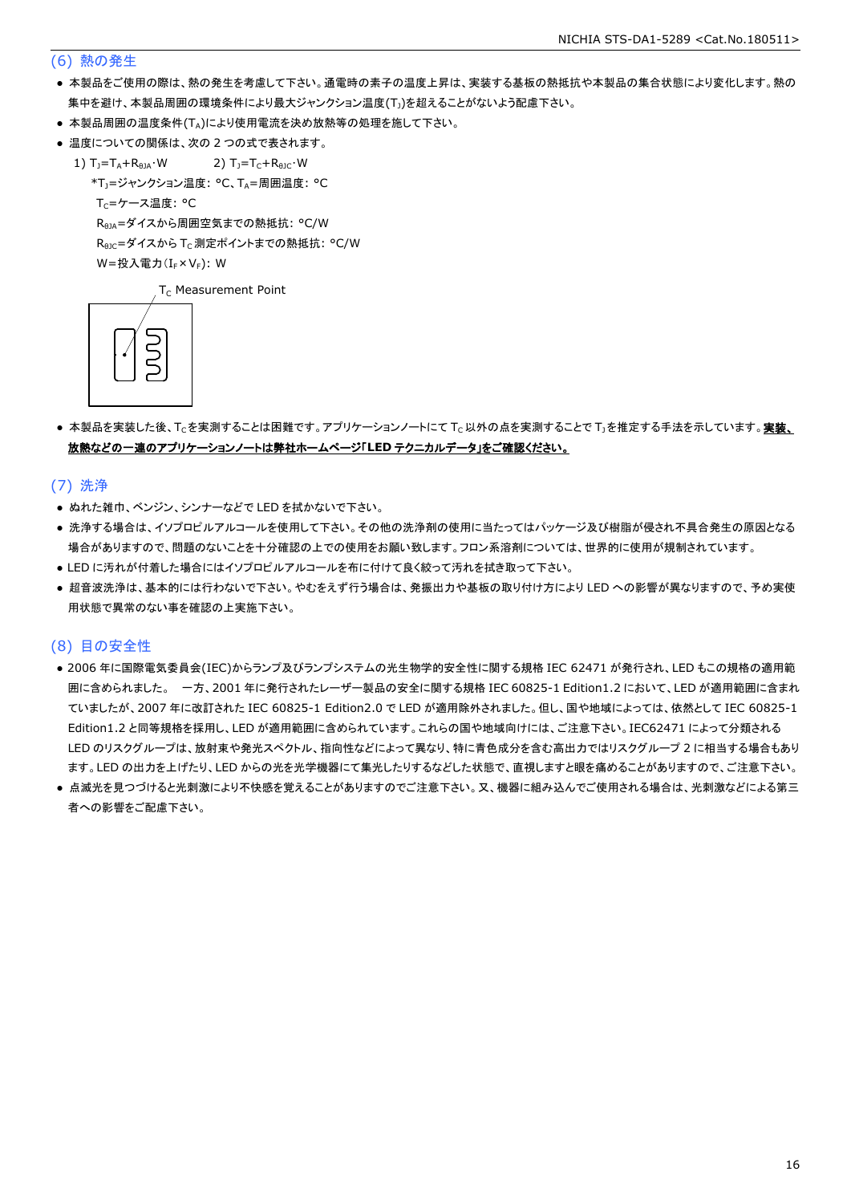## (6) 熱の発生

- 本製品をご使用の際は、熱の発生を考慮して下さい。通電時の素子の温度上昇は、実装する基板の熱抵抗や本製品の集合状態により変化します。熱の集中を避け、本製品周囲の環境条件により最大ジャンクション温度($T_J$)を超えることがないよう配慮下さい。
- 本製品周囲の温度条件($T_A$)により使用電流を決め放熱等の処理を施して下さい。
- 温度についての関係は、次の 2 つの式で表されます。

  1) $T_J=T_A+R_{θJA}·W$　　2) $T_J=T_C+R_{θJC}·W$

  *$T_J$=ジャンクション温度: °C、$T_A$=周囲温度: °C

  $T_C$=ケース温度: °C

  $R_{θJA}$=ダイスから周囲空気までの熱抵抗: °C/W

  $R_{θJC}$=ダイスから $T_C$ 測定ポイントまでの熱抵抗: °C/W

  W=投入電力($I_F$×$V_F$): W

$T_C$ Measurement Point

- 本製品を実装した後、$T_C$を実測することは困難です。アプリケーションノートにて $T_C$ 以外の点を実測することで $T_J$を推定する手法を示しています。**実装、放熱などの一連のアプリケーションノートは弊社ホームページ「LED テクニカルデータ」をご確認ください。**

## (7) 洗浄

- ぬれた雑巾、ベンジン、シンナーなどで LED を拭かないで下さい。
- 洗浄する場合は、イソプロピルアルコールを使用して下さい。その他の洗浄剤の使用に当たってはパッケージ及び樹脂が侵され不具合発生の原因となる場合がありますので、問題のないことを十分確認の上での使用をお願い致します。フロン系溶剤については、世界的に使用が規制されています。
- LED に汚れが付着した場合にはイソプロピルアルコールを布に付けて良く絞って汚れを拭き取って下さい。
- 超音波洗浄は、基本的には行わないで下さい。やむをえず行う場合は、発振出力や基板の取り付け方により LED への影響が異なりますので、予め実使用状態で異常のない事を確認の上実施下さい。

## (8) 目の安全性

- 2006 年に国際電気委員会(IEC)からランプ及びランプシステムの光生物学的安全性に関する規格 IEC 62471 が発行され、LED もこの規格の適用範囲に含められました。　一方、2001 年に発行されたレーザー製品の安全に関する規格 IEC 60825-1 Edition1.2 において、LED が適用範囲に含まれていましたが、2007 年に改訂された IEC 60825-1 Edition2.0 で LED が適用除外されました。但し、国や地域によっては、依然として IEC 60825-1 Edition1.2 と同等規格を採用し、LED が適用範囲に含められています。これらの国や地域向けには、ご注意下さい。IEC62471 によって分類される LED のリスクグループは、放射束や発光スペクトル、指向性などによって異なり、特に青色成分を含む高出力ではリスクグループ 2 に相当する場合もあります。LED の出力を上げたり、LED からの光を光学機器にて集光したりするなどした状態で、直視しますと眼を痛めることがありますので、ご注意下さい。
- 点滅光を見つづけると光刺激により不快感を覚えることがありますのでご注意下さい。又、機器に組み込んでご使用される場合は、光刺激などによる第三者への影響をご配慮下さい。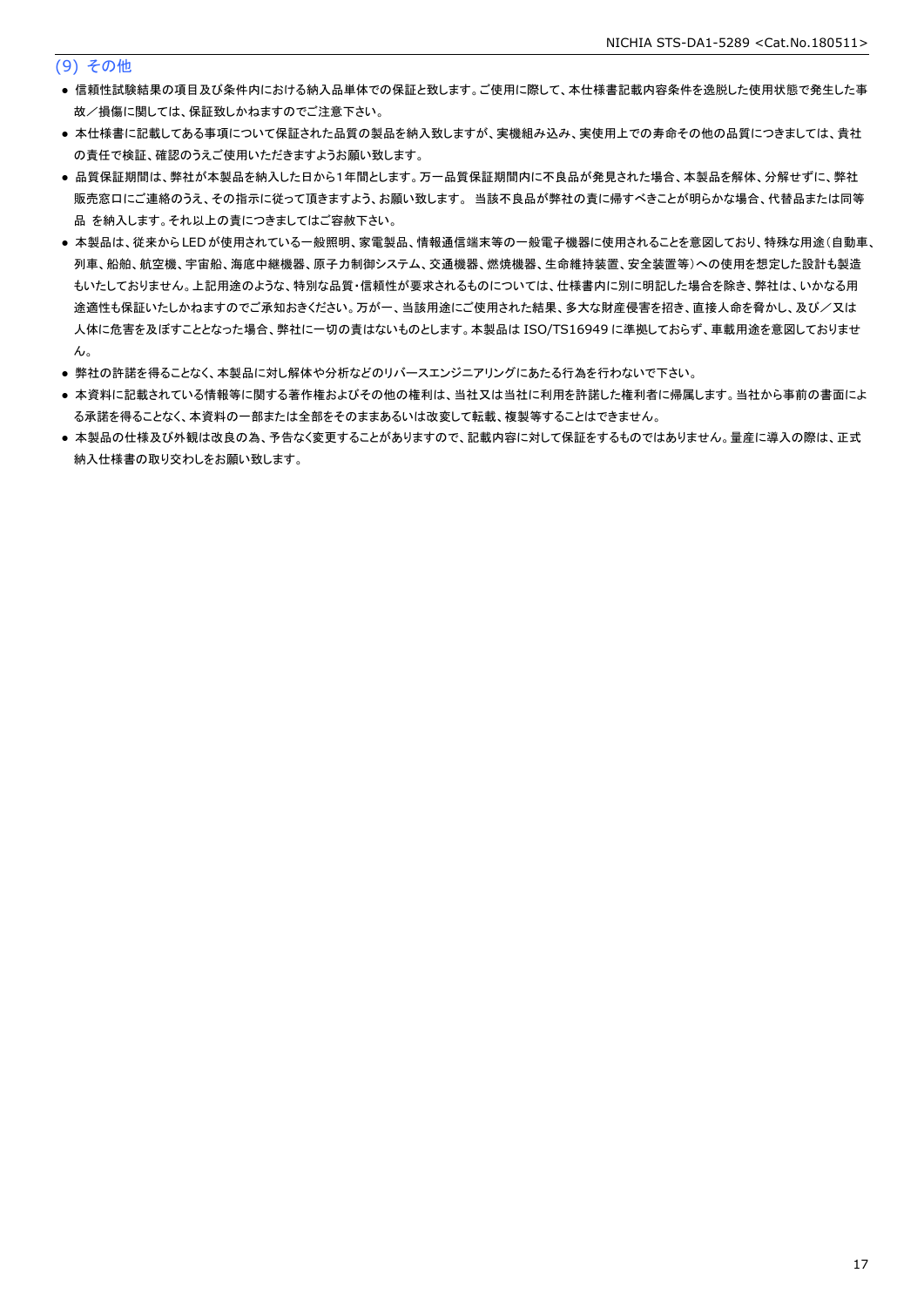## (9) その他

- 信頼性試験結果の項目及び条件内における納入品単体での保証と致します。ご使用に際して、本仕様書記載内容条件を逸脱した使用状態で発生した事故／損傷に関しては、保証致しかねますのでご注意下さい。
- 本仕様書に記載してある事項について保証された品質の製品を納入致しますが、実機組み込み、実使用上での寿命その他の品質につきましては、貴社の責任で検証、確認のうえご使用いただきますようお願い致します。
- 品質保証期間は、弊社が本製品を納入した日から1年間とします。万一品質保証期間内に不良品が発見された場合、本製品を解体、分解せずに、弊社販売窓口にご連絡のうえ、その指示に従って頂きますよう、お願い致します。 当該不良品が弊社の責に帰すべきことが明らかな場合、代替品または同等品 を納入します。それ以上の責につきましてはご容赦下さい。
- 本製品は、従来からLEDが使用されている一般照明、家電製品、情報通信端末等の一般電子機器に使用されることを意図しており、特殊な用途（自動車、列車、船舶、航空機、宇宙船、海底中継機器、原子力制御システム、交通機器、燃焼機器、生命維持装置、安全装置等）への使用を想定した設計も製造もいたしておりません。上記用途のような、特別な品質・信頼性が要求されるものについては、仕様書内に別に明記した場合を除き、弊社は、いかなる用途適性も保証いたしかねますのでご承知おきください。万が一、当該用途にご使用された結果、多大な財産侵害を招き、直接人命を脅かし、及び／又は人体に危害を及ぼすこととなった場合、弊社に一切の責はないものとします。本製品は ISO/TS16949 に準拠しておらず、車載用途を意図しておりません。
- 弊社の許諾を得ることなく、本製品に対し解体や分析などのリバースエンジニアリングにあたる行為を行わないで下さい。
- 本資料に記載されている情報等に関する著作権およびその他の権利は、当社又は当社に利用を許諾した権利者に帰属します。当社から事前の書面による承諾を得ることなく、本資料の一部または全部をそのままあるいは改変して転載、複製等することはできません。
- 本製品の仕様及び外観は改良の為、予告なく変更することがありますので、記載内容に対して保証をするものではありません。量産に導入の際は、正式納入仕様書の取り交わしをお願い致します。